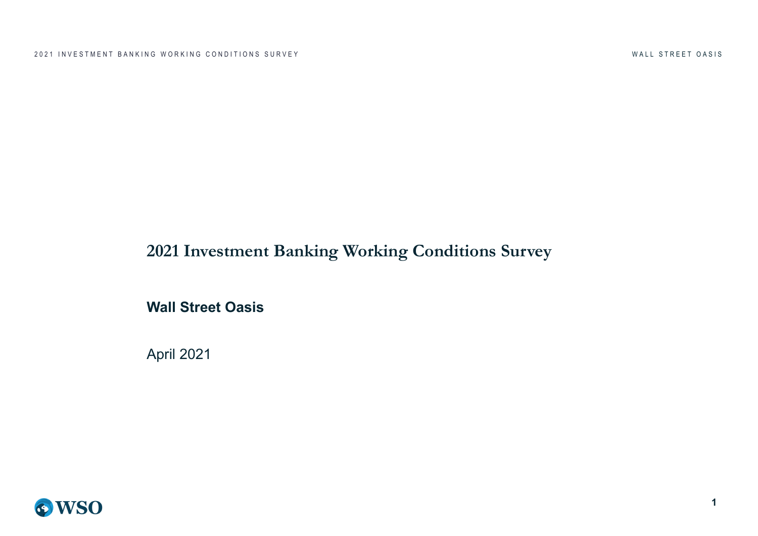# 2021 Investment Banking Working Conditions Survey

**Wall Street Oasis**

April 2021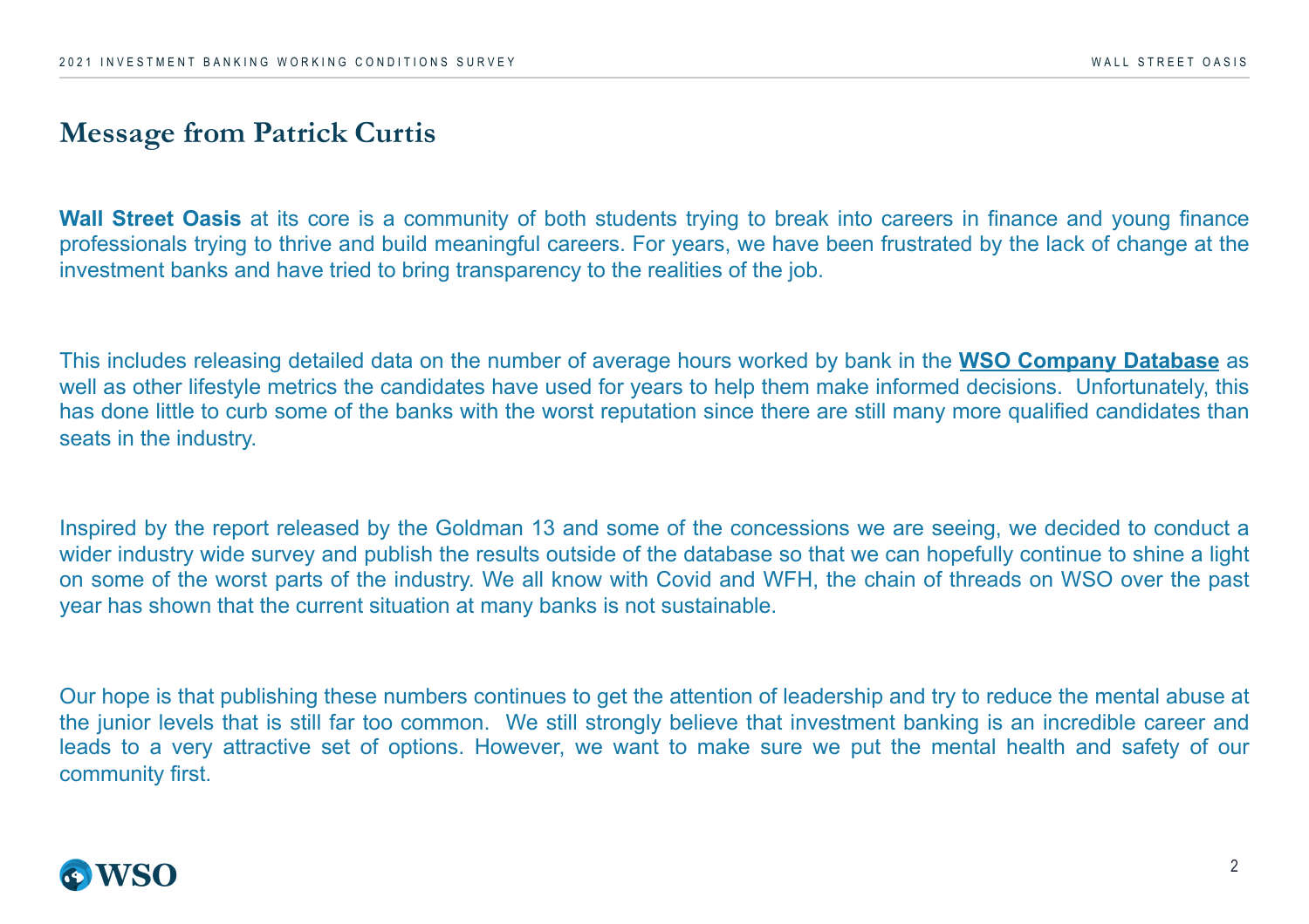## Message from Patrick Curtis

**Wall Street Oasis** at its core is a community of both students trying to break into careers in finance and young finance professionals trying to thrive and build meaningful careers. For years, we have been frustrated by the lack of change at the investment banks and have tried to bring transparency to the realities of the job.

This includes releasing detailed data on the number of average hours worked by bank in the **WSO Company Database** as well as other lifestyle metrics the candidates have used for years to help them make informed decisions. Unfortunately, this has done little to curb some of the banks with the worst reputation since there are still many more qualified candidates than seats in the industry.

Inspired by the report released by the Goldman 13 and some of the concessions we are seeing, we decided to conduct a wider industry wide survey and publish the results outside of the database so that we can hopefully continue to shine a light on some of the worst parts of the industry. We all know with Covid and WFH, the chain of threads on WSO over the past year has shown that the current situation at many banks is not sustainable.

Our hope is that publishing these numbers continues to get the attention of leadership and try to reduce the mental abuse at the junior levels that is still far too common. We still strongly believe that investment banking is an incredible career and leads to a very attractive set of options. However, we want to make sure we put the mental health and safety of our community first.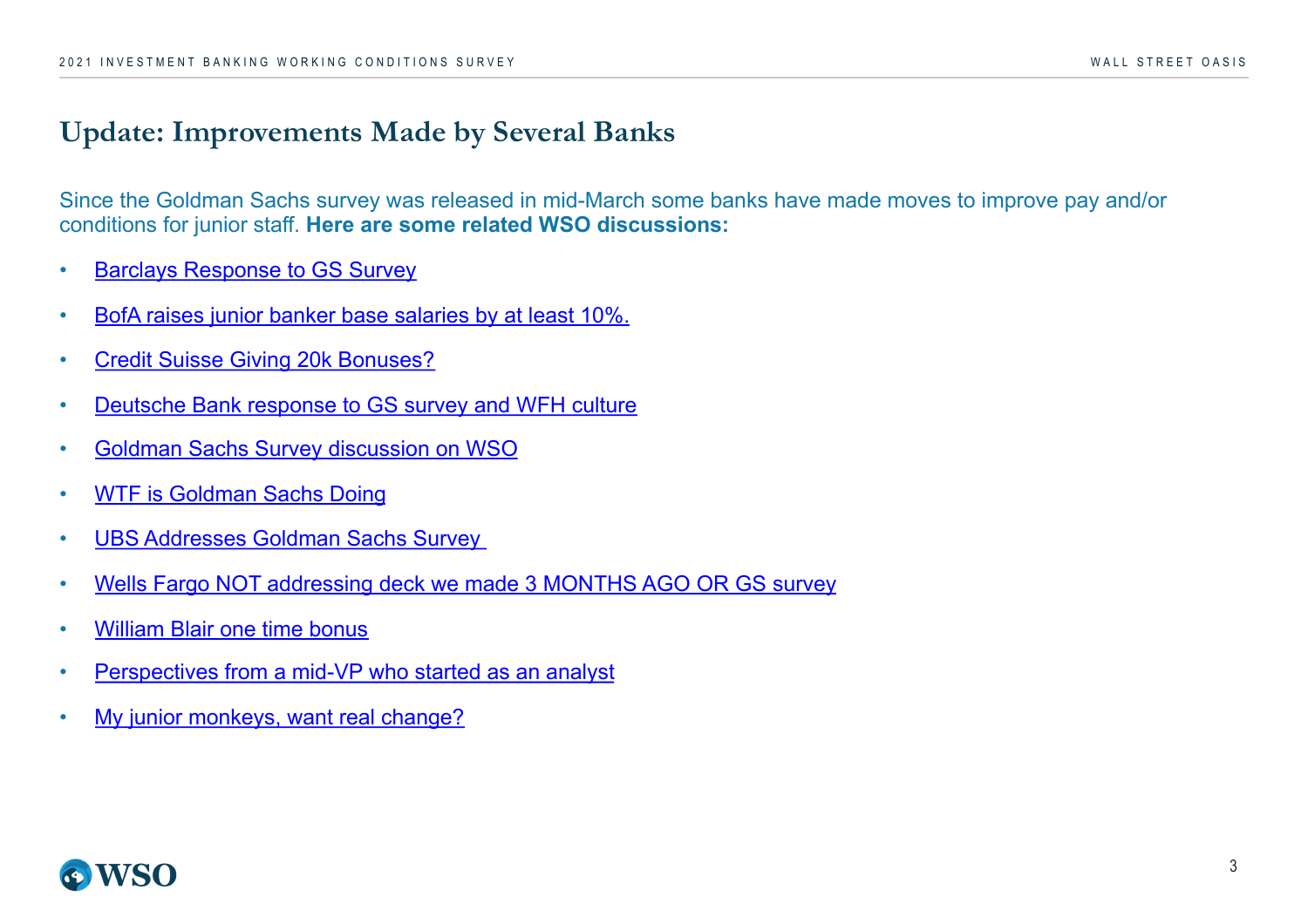## Update: Improvements Made by Several Banks

Since the Goldman Sachs survey was released in mid-March some banks have made moves to improve pay and/or conditions for junior staff. **Here are some related WSO discussions:**

- Barclays Response to GS Survey
- BofA raises junior banker base salaries by at least 10%.
- Credit Suisse Giving 20k Bonuses?
- Deutsche Bank response to GS survey and WFH culture
- Goldman Sachs Survey discussion on WSO
- WTF is Goldman Sachs Doing
- UBS Addresses Goldman Sachs Survey
- Wells Fargo NOT addressing deck we made 3 MONTHS AGO OR GS survey
- William Blair one time bonus
- Perspectives from a mid-VP who started as an analyst
- My junior monkeys, want real change?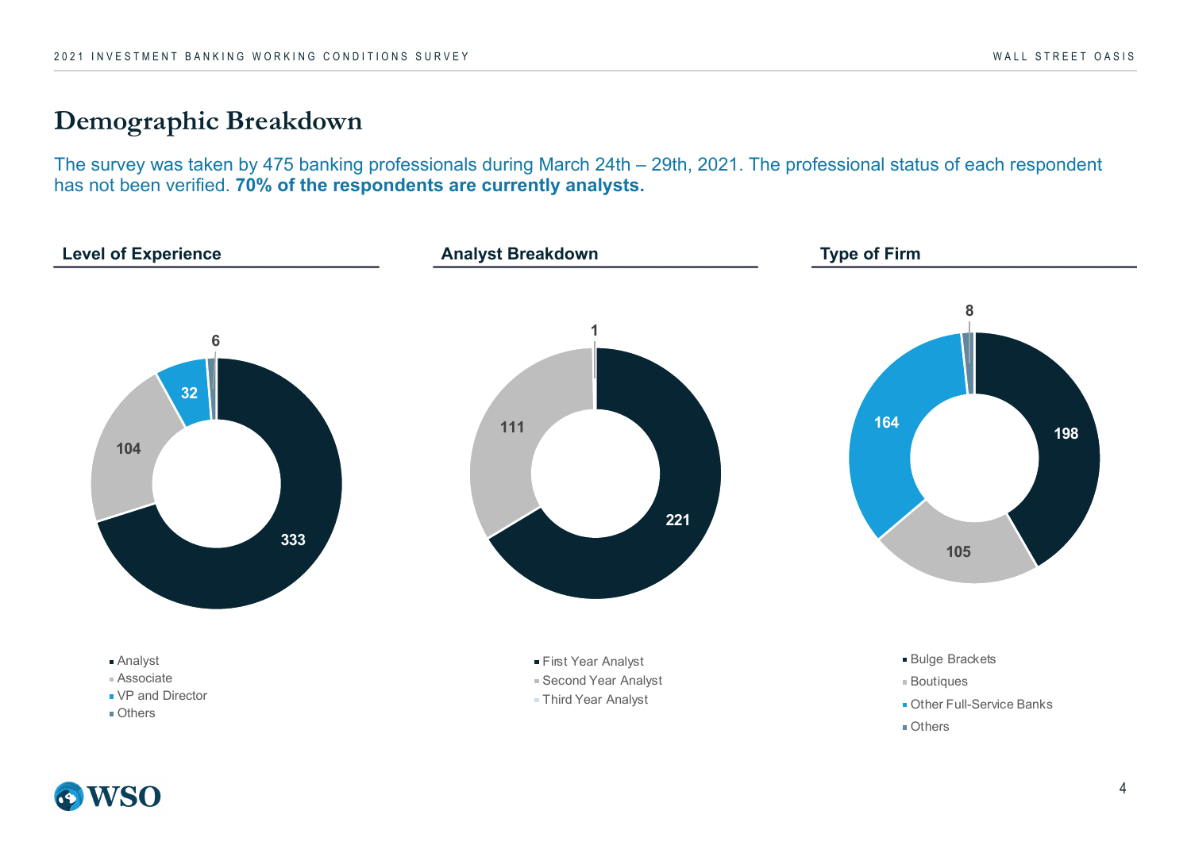# Demographic Breakdown

The survey was taken by 475 banking professionals during March 24th – 29th, 2021. The professional status of each respondent has not been verified. **70% of the respondents are currently analysts.**

### Level of Experience

| Category | Count |
| --- | --- |
| Analyst | 333 |
| Associate | 104 |
| VP and Director | 32 |
| Others | 6 |

### Analyst Breakdown

| Category | Count |
| --- | --- |
| First Year Analyst | 221 |
| Second Year Analyst | 111 |
| Third Year Analyst | 1 |

### Type of Firm

| Category | Count |
| --- | --- |
| Bulge Brackets | 198 |
| Boutiques | 105 |
| Other Full-Service Banks | 164 |
| Others | 8 |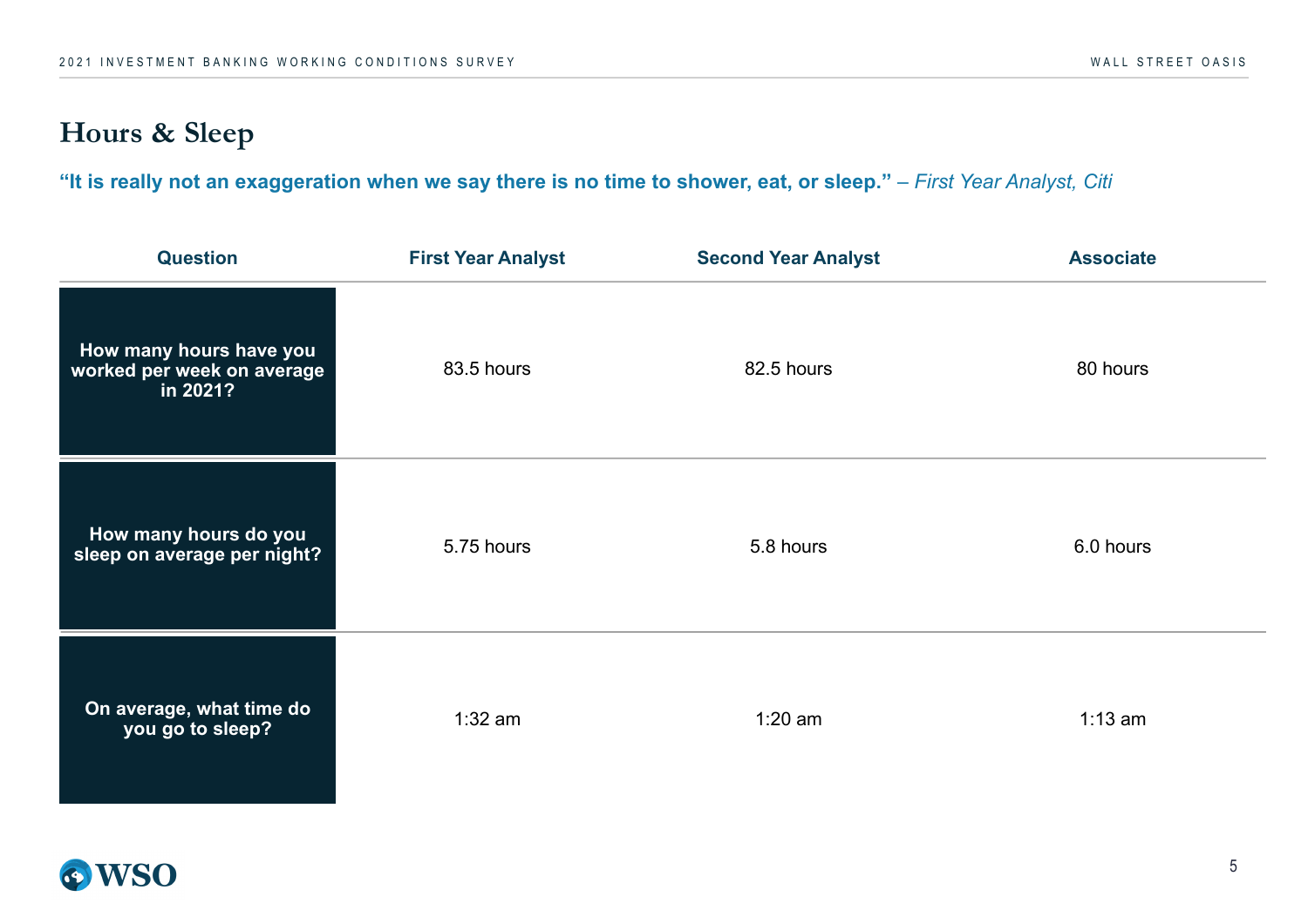# Hours & Sleep

**"It is really not an exaggeration when we say there is no time to shower, eat, or sleep."** – *First Year Analyst, Citi*

| Question | First Year Analyst | Second Year Analyst | Associate |
|---|---|---|---|
| **How many hours have you worked per week on average in 2021?** | 83.5 hours | 82.5 hours | 80 hours |
| **How many hours do you sleep on average per night?** | 5.75 hours | 5.8 hours | 6.0 hours |
| **On average, what time do you go to sleep?** | 1:32 am | 1:20 am | 1:13 am |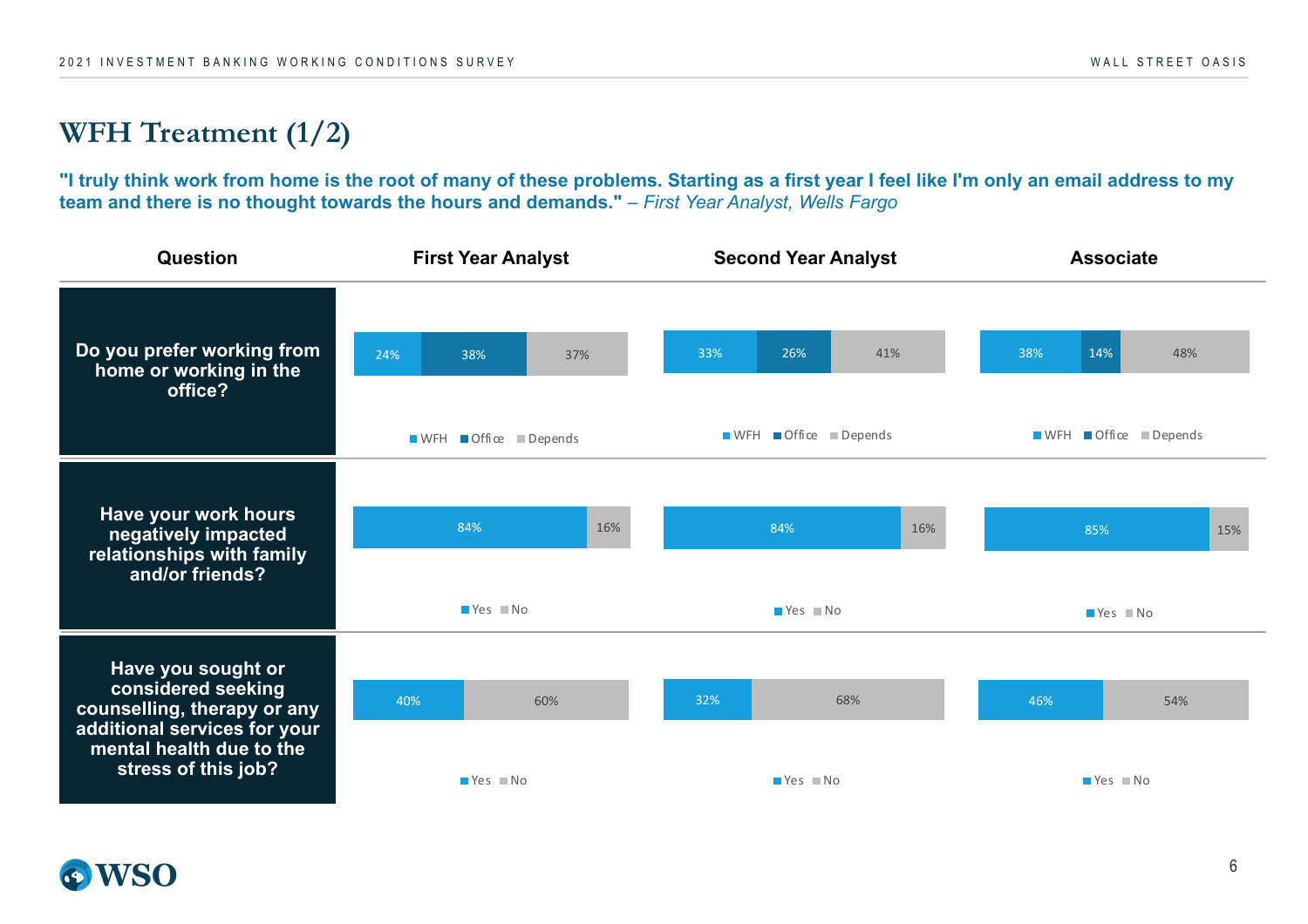# WFH Treatment (1/2)

**"I truly think work from home is the root of many of these problems. Starting as a first year I feel like I'm only an email address to my team and there is no thought towards the hours and demands."** *– First Year Analyst, Wells Fargo*

| Question | First Year Analyst | Second Year Analyst | Associate |
|---|---|---|---|
| **Do you prefer working from home or working in the office?** | WFH 24% / Office 38% / Depends 37% | WFH 33% / Office 26% / Depends 41% | WFH 38% / Office 14% / Depends 48% |
| **Have your work hours negatively impacted relationships with family and/or friends?** | Yes 84% / No 16% | Yes 84% / No 16% | Yes 85% / No 15% |
| **Have you sought or considered seeking counselling, therapy or any additional services for your mental health due to the stress of this job?** | Yes 40% / No 60% | Yes 32% / No 68% | Yes 46% / No 54% |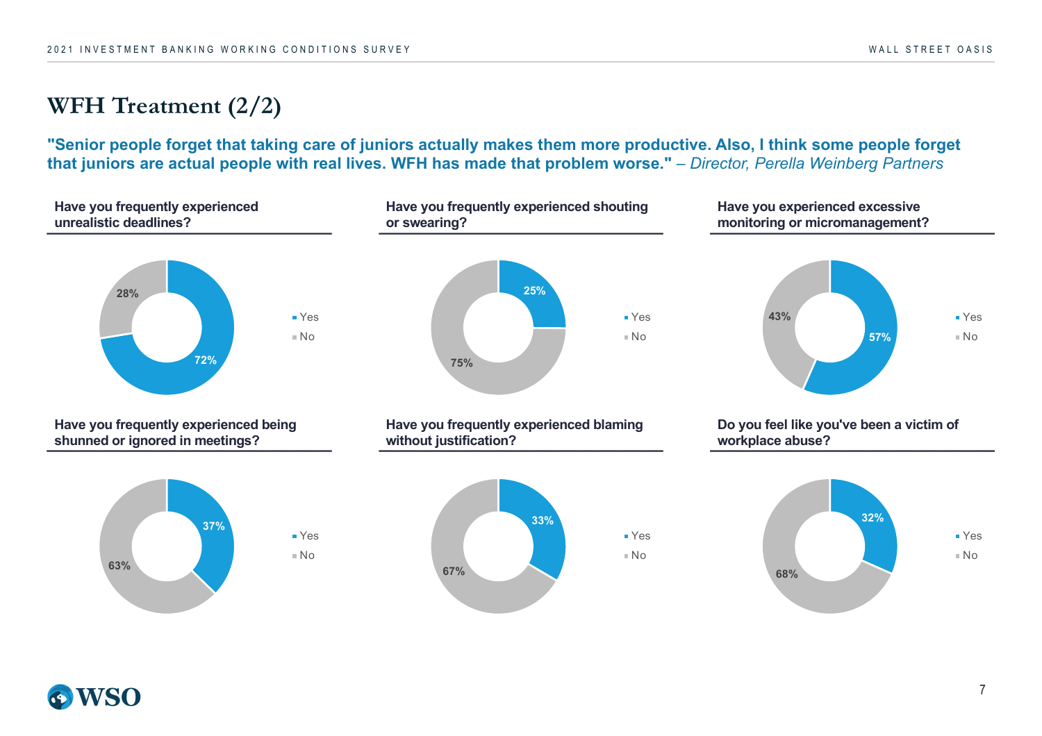# WFH Treatment (2/2)

**"Senior people forget that taking care of juniors actually makes them more productive. Also, I think some people forget that juniors are actual people with real lives. WFH has made that problem worse."** – *Director, Perella Weinberg Partners*

### Have you frequently experienced unrealistic deadlines?

- Yes: 72%
- No: 28%

### Have you frequently experienced shouting or swearing?

- Yes: 25%
- No: 75%

### Have you experienced excessive monitoring or micromanagement?

- Yes: 57%
- No: 43%

### Have you frequently experienced being shunned or ignored in meetings?

- Yes: 37%
- No: 63%

### Have you frequently experienced blaming without justification?

- Yes: 33%
- No: 67%

### Do you feel like you've been a victim of workplace abuse?

- Yes: 32%
- No: 68%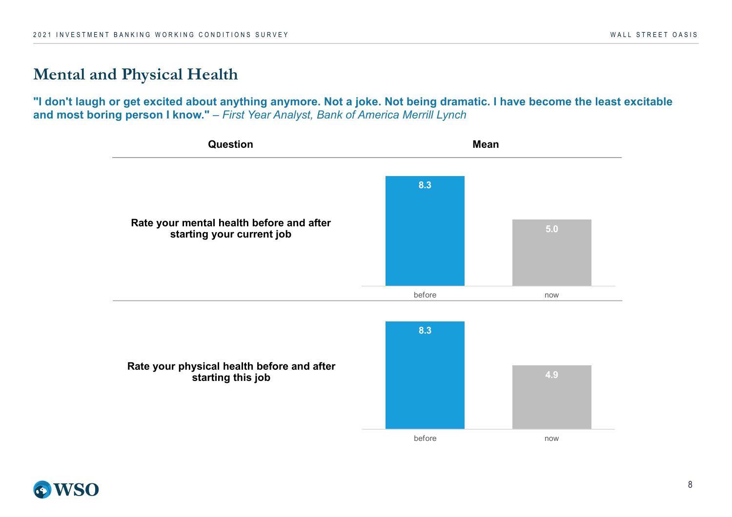## Mental and Physical Health

**"I don't laugh or get excited about anything anymore. Not a joke. Not being dramatic. I have become the least excitable and most boring person I know."** *– First Year Analyst, Bank of America Merrill Lynch*

| Question | Mean (before) | Mean (now) |
|---|---|---|
| Rate your mental health before and after starting your current job | 8.3 | 5.0 |
| Rate your physical health before and after starting this job | 8.3 | 4.9 |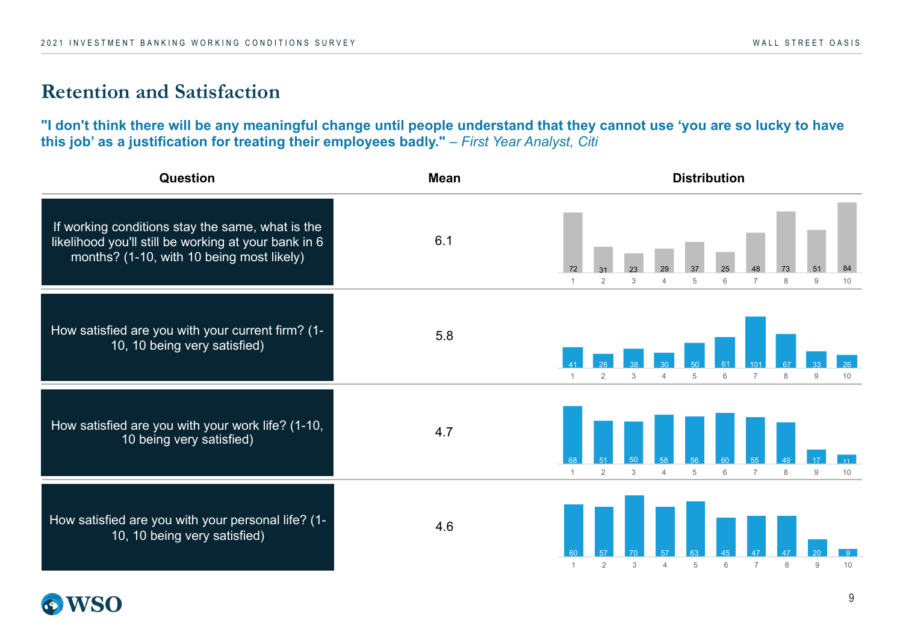## Retention and Satisfaction

**"I don't think there will be any meaningful change until people understand that they cannot use 'you are so lucky to have this job' as a justification for treating their employees badly."** *– First Year Analyst, Citi*

| Question | Mean | Distribution 1 | 2 | 3 | 4 | 5 | 6 | 7 | 8 | 9 | 10 |
|---|---|---|---|---|---|---|---|---|---|---|---|
| If working conditions stay the same, what is the likelihood you'll still be working at your bank in 6 months? (1-10, with 10 being most likely) | 6.1 | 72 | 31 | 23 | 29 | 37 | 25 | 48 | 73 | 51 | 84 |
| How satisfied are you with your current firm? (1-10, 10 being very satisfied) | 5.8 | 41 | 28 | 38 | 30 | 50 | 61 | 101 | 67 | 33 | 26 |
| How satisfied are you with your work life? (1-10, 10 being very satisfied) | 4.7 | 68 | 51 | 50 | 58 | 56 | 60 | 55 | 49 | 17 | 11 |
| How satisfied are you with your personal life? (1-10, 10 being very satisfied) | 4.6 | 60 | 57 | 70 | 57 | 63 | 45 | 47 | 47 | 20 | 9 |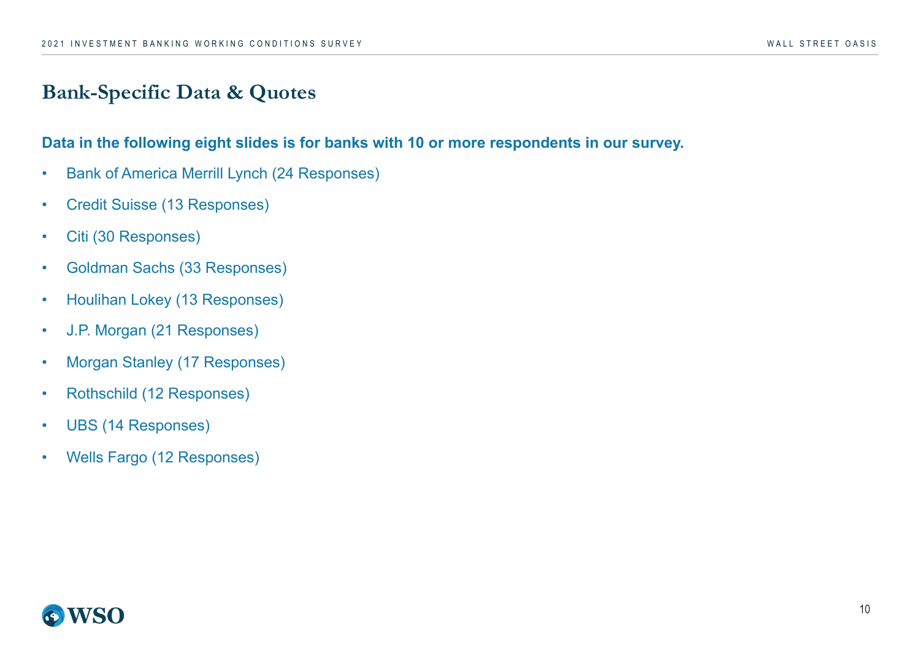# Bank-Specific Data & Quotes

**Data in the following eight slides is for banks with 10 or more respondents in our survey.**

- Bank of America Merrill Lynch (24 Responses)
- Credit Suisse (13 Responses)
- Citi (30 Responses)
- Goldman Sachs (33 Responses)
- Houlihan Lokey (13 Responses)
- J.P. Morgan (21 Responses)
- Morgan Stanley (17 Responses)
- Rothschild (12 Responses)
- UBS (14 Responses)
- Wells Fargo (12 Responses)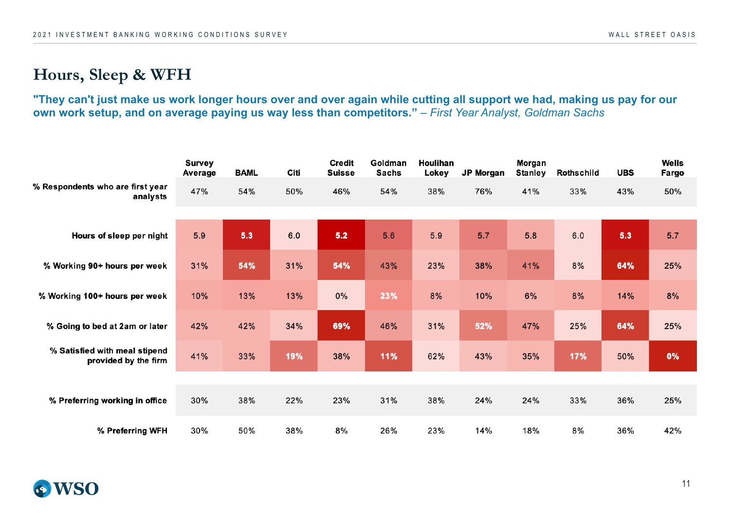# Hours, Sleep & WFH

**"They can't just make us work longer hours over and over again while cutting all support we had, making us pay for our own work setup, and on average paying us way less than competitors."** *– First Year Analyst, Goldman Sachs*

| | Survey Average | BAML | Citi | Credit Suisse | Goldman Sachs | Houlihan Lokey | JP Morgan | Morgan Stanley | Rothschild | UBS | Wells Fargo |
|---|---|---|---|---|---|---|---|---|---|---|---|
| % Respondents who are first year analysts | 47% | 54% | 50% | 46% | 54% | 38% | 76% | 41% | 33% | 43% | 50% |
| Hours of sleep per night | 5.9 | 5.3 | 6.0 | 5.2 | 5.6 | 5.9 | 5.7 | 5.8 | 6.0 | 5.3 | 5.7 |
| % Working 90+ hours per week | 31% | 54% | 31% | 54% | 43% | 23% | 38% | 41% | 8% | 64% | 25% |
| % Working 100+ hours per week | 10% | 13% | 13% | 0% | 23% | 8% | 10% | 6% | 8% | 14% | 8% |
| % Going to bed at 2am or later | 42% | 42% | 34% | 69% | 46% | 31% | 52% | 47% | 25% | 64% | 25% |
| % Satisfied with meal stipend provided by the firm | 41% | 33% | 19% | 38% | 11% | 62% | 43% | 35% | 17% | 50% | 0% |
| % Preferring working in office | 30% | 38% | 22% | 23% | 31% | 38% | 24% | 24% | 33% | 36% | 25% |
| % Preferring WFH | 30% | 50% | 38% | 8% | 26% | 23% | 14% | 18% | 8% | 36% | 42% |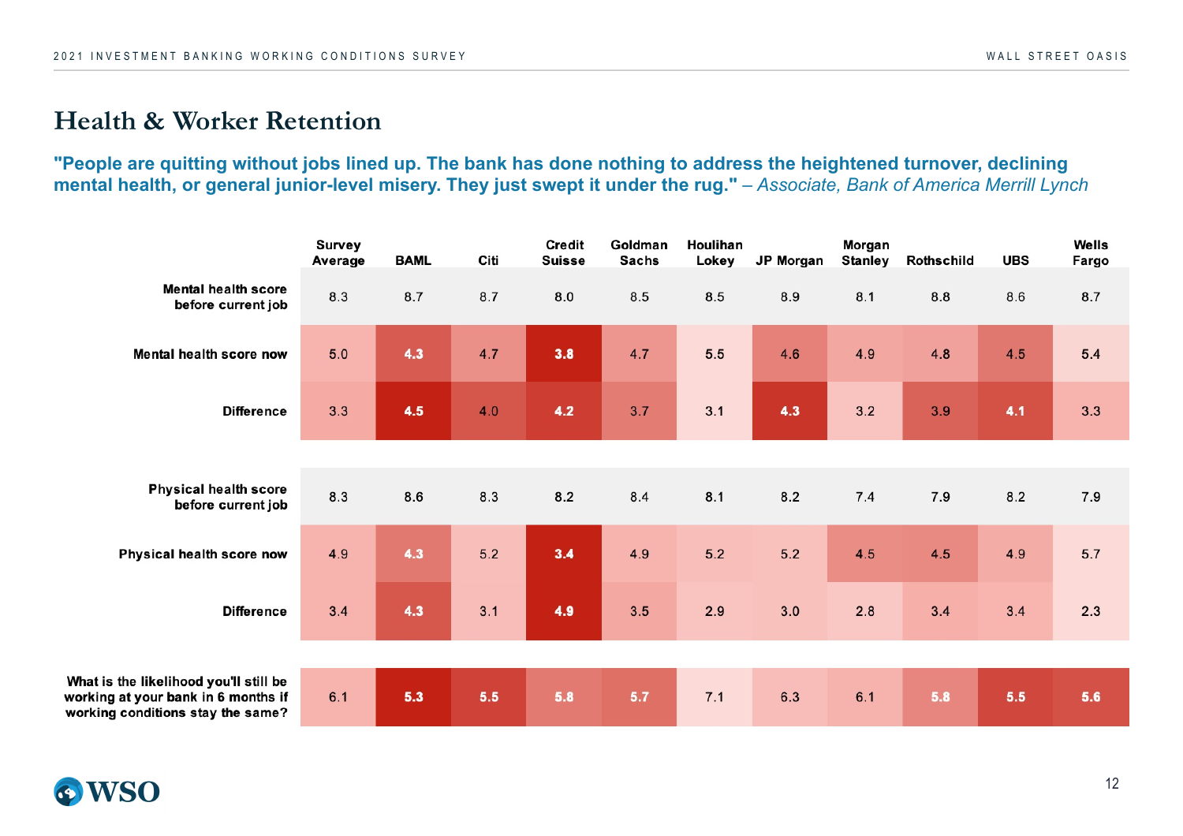# Health & Worker Retention

**"People are quitting without jobs lined up. The bank has done nothing to address the heightened turnover, declining mental health, or general junior-level misery. They just swept it under the rug."** *– Associate, Bank of America Merrill Lynch*

| | Survey Average | BAML | Citi | Credit Suisse | Goldman Sachs | Houlihan Lokey | JP Morgan | Morgan Stanley | Rothschild | UBS | Wells Fargo |
|---|---|---|---|---|---|---|---|---|---|---|---|
| Mental health score before current job | 8.3 | 8.7 | 8.7 | 8.0 | 8.5 | 8.5 | 8.9 | 8.1 | 8.8 | 8.6 | 8.7 |
| Mental health score now | 5.0 | 4.3 | 4.7 | 3.8 | 4.7 | 5.5 | 4.6 | 4.9 | 4.8 | 4.5 | 5.4 |
| Difference | 3.3 | 4.5 | 4.0 | 4.2 | 3.7 | 3.1 | 4.3 | 3.2 | 3.9 | 4.1 | 3.3 |
| Physical health score before current job | 8.3 | 8.6 | 8.3 | 8.2 | 8.4 | 8.1 | 8.2 | 7.4 | 7.9 | 8.2 | 7.9 |
| Physical health score now | 4.9 | 4.3 | 5.2 | 3.4 | 4.9 | 5.2 | 5.2 | 4.5 | 4.5 | 4.9 | 5.7 |
| Difference | 3.4 | 4.3 | 3.1 | 4.9 | 3.5 | 2.9 | 3.0 | 2.8 | 3.4 | 3.4 | 2.3 |
| What is the likelihood you'll still be working at your bank in 6 months if working conditions stay the same? | 6.1 | 5.3 | 5.5 | 5.8 | 5.7 | 7.1 | 6.3 | 6.1 | 5.8 | 5.5 | 5.6 |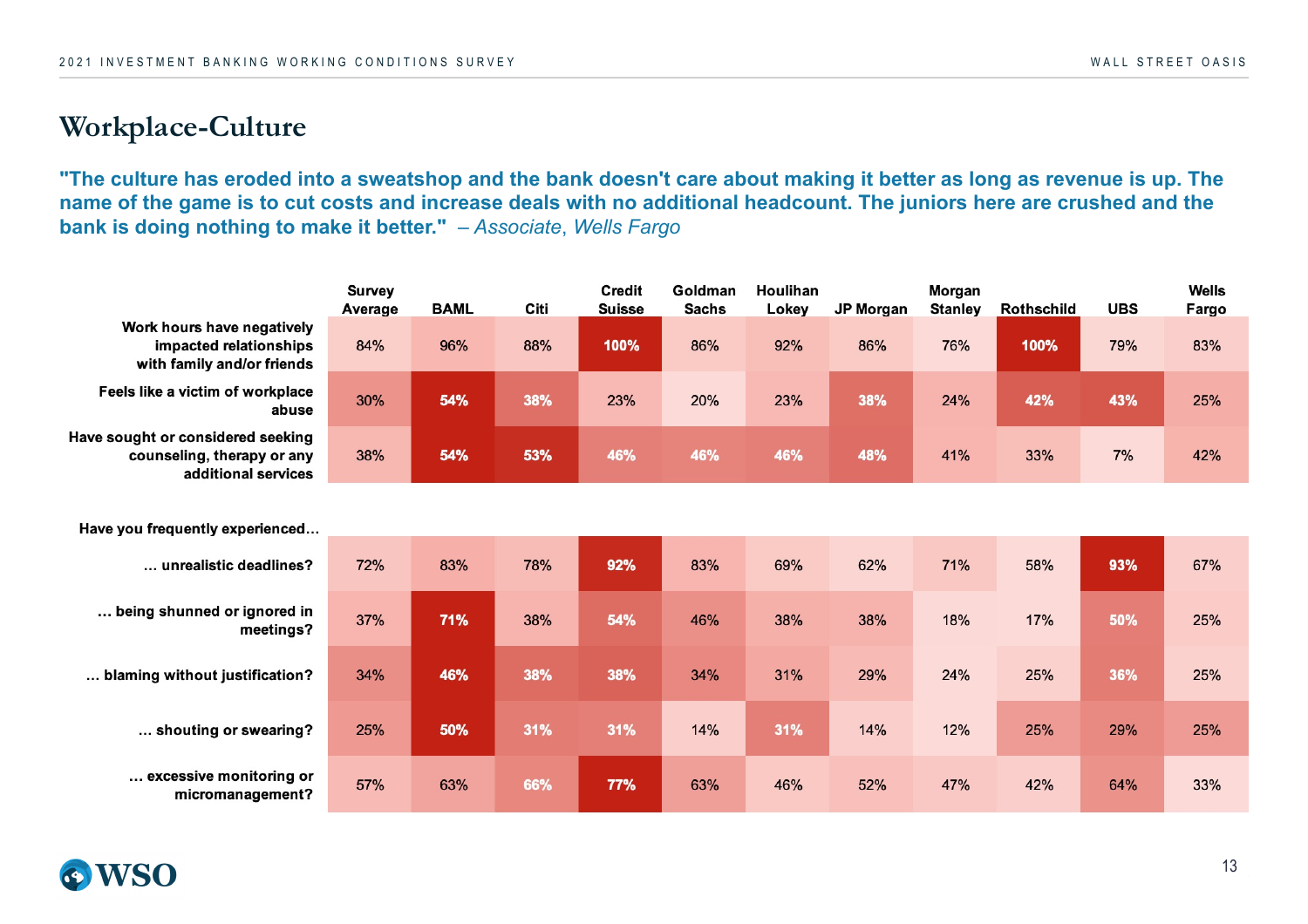# Workplace-Culture

**"The culture has eroded into a sweatshop and the bank doesn't care about making it better as long as revenue is up. The name of the game is to cut costs and increase deals with no additional headcount. The juniors here are crushed and the bank is doing nothing to make it better."** *– Associate, Wells Fargo*

| | Survey Average | BAML | Citi | Credit Suisse | Goldman Sachs | Houlihan Lokey | JP Morgan | Morgan Stanley | Rothschild | UBS | Wells Fargo |
|---|---|---|---|---|---|---|---|---|---|---|---|
| Work hours have negatively impacted relationships with family and/or friends | 84% | 96% | 88% | 100% | 86% | 92% | 86% | 76% | 100% | 79% | 83% |
| Feels like a victim of workplace abuse | 30% | 54% | 38% | 23% | 20% | 23% | 38% | 24% | 42% | 43% | 25% |
| Have sought or considered seeking counseling, therapy or any additional services | 38% | 54% | 53% | 46% | 46% | 46% | 48% | 41% | 33% | 7% | 42% |
| **Have you frequently experienced…** | | | | | | | | | | | |
| … unrealistic deadlines? | 72% | 83% | 78% | 92% | 83% | 69% | 62% | 71% | 58% | 93% | 67% |
| … being shunned or ignored in meetings? | 37% | 71% | 38% | 54% | 46% | 38% | 38% | 18% | 17% | 50% | 25% |
| … blaming without justification? | 34% | 46% | 38% | 38% | 34% | 31% | 29% | 24% | 25% | 36% | 25% |
| … shouting or swearing? | 25% | 50% | 31% | 31% | 14% | 31% | 14% | 12% | 25% | 29% | 25% |
| … excessive monitoring or micromanagement? | 57% | 63% | 66% | 77% | 63% | 46% | 52% | 47% | 42% | 64% | 33% |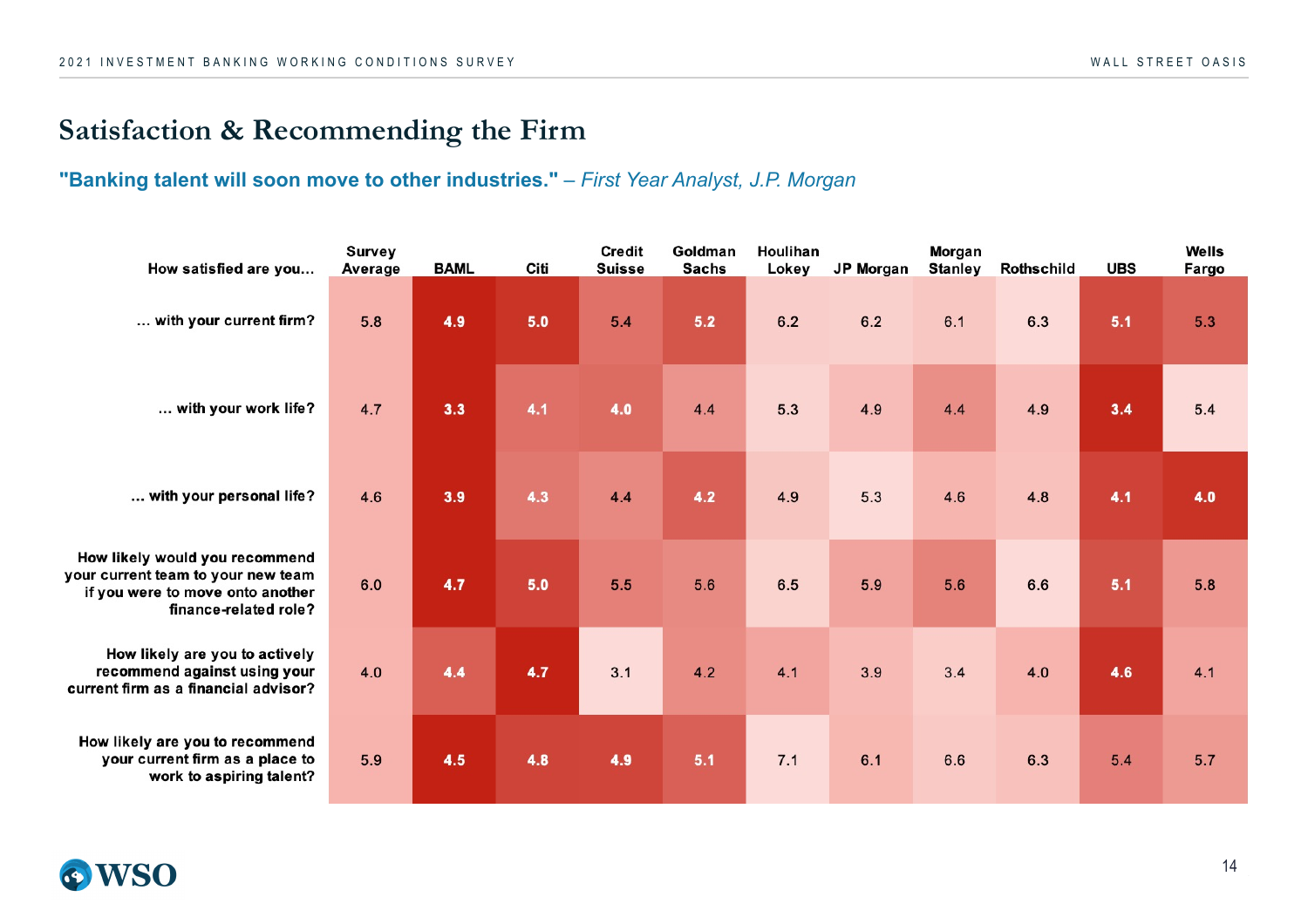## Satisfaction & Recommending the Firm

**"Banking talent will soon move to other industries."** – *First Year Analyst, J.P. Morgan*

| How satisfied are you… | Survey Average | BAML | Citi | Credit Suisse | Goldman Sachs | Houlihan Lokey | JP Morgan | Morgan Stanley | Rothschild | UBS | Wells Fargo |
|---|---|---|---|---|---|---|---|---|---|---|---|
| … with your current firm? | 5.8 | 4.9 | 5.0 | 5.4 | 5.2 | 6.2 | 6.2 | 6.1 | 6.3 | 5.1 | 5.3 |
| … with your work life? | 4.7 | 3.3 | 4.1 | 4.0 | 4.4 | 5.3 | 4.9 | 4.4 | 4.9 | 3.4 | 5.4 |
| … with your personal life? | 4.6 | 3.9 | 4.3 | 4.4 | 4.2 | 4.9 | 5.3 | 4.6 | 4.8 | 4.1 | 4.0 |
| How likely would you recommend your current team to your new team if you were to move onto another finance-related role? | 6.0 | 4.7 | 5.0 | 5.5 | 5.6 | 6.5 | 5.9 | 5.6 | 6.6 | 5.1 | 5.8 |
| How likely are you to actively recommend **against** using your current firm as a financial advisor? | 4.0 | 4.4 | 4.7 | 3.1 | 4.2 | 4.1 | 3.9 | 3.4 | 4.0 | 4.6 | 4.1 |
| How likely are you to recommend your current firm as a place to work to aspiring talent? | 5.9 | 4.5 | 4.8 | 4.9 | 5.1 | 7.1 | 6.1 | 6.6 | 6.3 | 5.4 | 5.7 |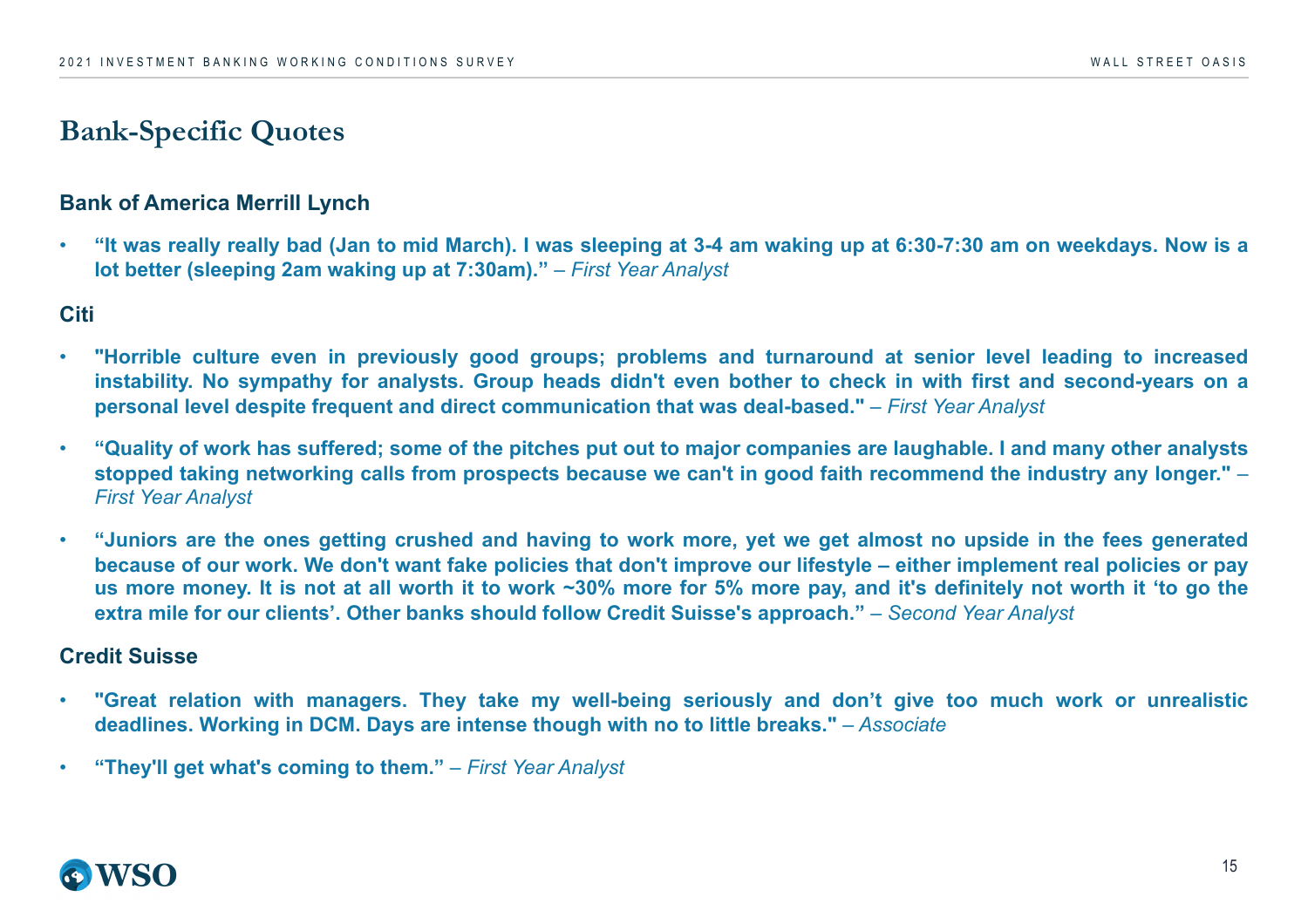# Bank-Specific Quotes

### Bank of America Merrill Lynch

- **"It was really really bad (Jan to mid March). I was sleeping at 3-4 am waking up at 6:30-7:30 am on weekdays. Now is a lot better (sleeping 2am waking up at 7:30am)."** – *First Year Analyst*

### Citi

- **"Horrible culture even in previously good groups; problems and turnaround at senior level leading to increased instability. No sympathy for analysts. Group heads didn't even bother to check in with first and second-years on a personal level despite frequent and direct communication that was deal-based."** – *First Year Analyst*
- **"Quality of work has suffered; some of the pitches put out to major companies are laughable. I and many other analysts stopped taking networking calls from prospects because we can't in good faith recommend the industry any longer."** – *First Year Analyst*
- **"Juniors are the ones getting crushed and having to work more, yet we get almost no upside in the fees generated because of our work. We don't want fake policies that don't improve our lifestyle – either implement real policies or pay us more money. It is not at all worth it to work ~30% more for 5% more pay, and it's definitely not worth it 'to go the extra mile for our clients'. Other banks should follow Credit Suisse's approach."** – *Second Year Analyst*

### Credit Suisse

- **"Great relation with managers. They take my well-being seriously and don't give too much work or unrealistic deadlines. Working in DCM. Days are intense though with no to little breaks."** – *Associate*
- **"They'll get what's coming to them."** – *First Year Analyst*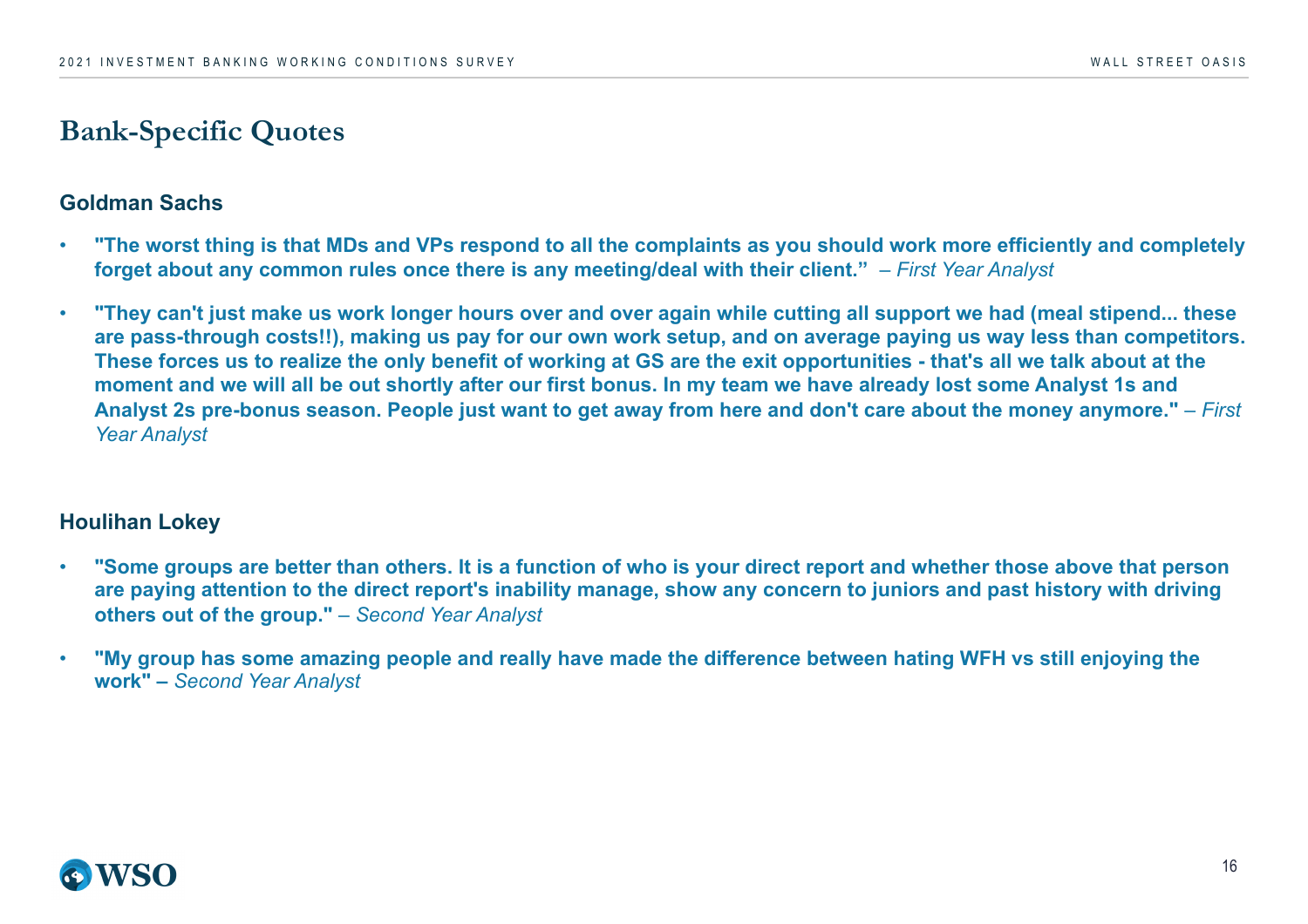# Bank-Specific Quotes

## Goldman Sachs

- **"The worst thing is that MDs and VPs respond to all the complaints as you should work more efficiently and completely forget about any common rules once there is any meeting/deal with their client."** *– First Year Analyst*

- **"They can't just make us work longer hours over and over again while cutting all support we had (meal stipend... these are pass-through costs!!), making us pay for our own work setup, and on average paying us way less than competitors. These forces us to realize the only benefit of working at GS are the exit opportunities - that's all we talk about at the moment and we will all be out shortly after our first bonus. In my team we have already lost some Analyst 1s and Analyst 2s pre-bonus season. People just want to get away from here and don't care about the money anymore."** *– First Year Analyst*

## Houlihan Lokey

- **"Some groups are better than others. It is a function of who is your direct report and whether those above that person are paying attention to the direct report's inability manage, show any concern to juniors and past history with driving others out of the group."** *– Second Year Analyst*

- **"My group has some amazing people and really have made the difference between hating WFH vs still enjoying the work" –** *Second Year Analyst*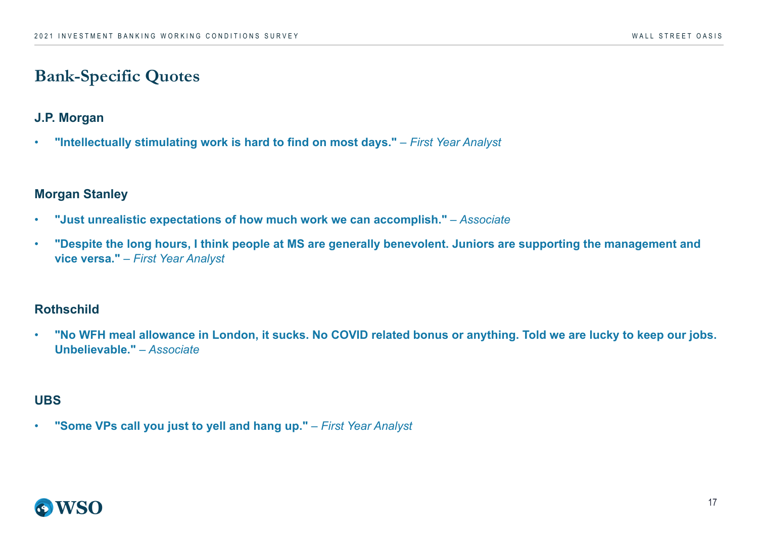# Bank-Specific Quotes

### J.P. Morgan

- **"Intellectually stimulating work is hard to find on most days."** – *First Year Analyst*

### Morgan Stanley

- **"Just unrealistic expectations of how much work we can accomplish."** – *Associate*
- **"Despite the long hours, I think people at MS are generally benevolent. Juniors are supporting the management and vice versa."** – *First Year Analyst*

### Rothschild

- **"No WFH meal allowance in London, it sucks. No COVID related bonus or anything. Told we are lucky to keep our jobs. Unbelievable."** – *Associate*

### UBS

- **"Some VPs call you just to yell and hang up."** – *First Year Analyst*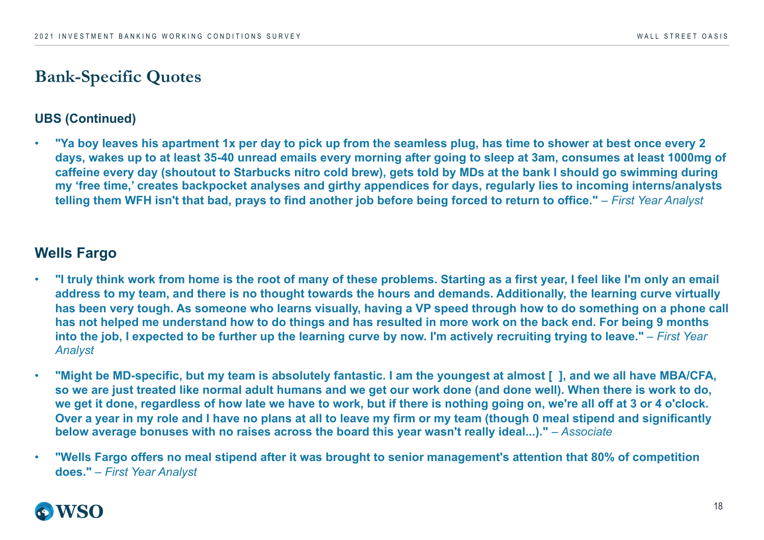## Bank-Specific Quotes

### UBS (Continued)

- **"Ya boy leaves his apartment 1x per day to pick up from the seamless plug, has time to shower at best once every 2 days, wakes up to at least 35-40 unread emails every morning after going to sleep at 3am, consumes at least 1000mg of caffeine every day (shoutout to Starbucks nitro cold brew), gets told by MDs at the bank I should go swimming during my 'free time,' creates backpocket analyses and girthy appendices for days, regularly lies to incoming interns/analysts telling them WFH isn't that bad, prays to find another job before being forced to return to office."** – *First Year Analyst*

### Wells Fargo

- **"I truly think work from home is the root of many of these problems. Starting as a first year, I feel like I'm only an email address to my team, and there is no thought towards the hours and demands. Additionally, the learning curve virtually has been very tough. As someone who learns visually, having a VP speed through how to do something on a phone call has not helped me understand how to do things and has resulted in more work on the back end. For being 9 months into the job, I expected to be further up the learning curve by now. I'm actively recruiting trying to leave."** – *First Year Analyst*

- **"Might be MD-specific, but my team is absolutely fantastic. I am the youngest at almost [ ], and we all have MBA/CFA, so we are just treated like normal adult humans and we get our work done (and done well). When there is work to do, we get it done, regardless of how late we have to work, but if there is nothing going on, we're all off at 3 or 4 o'clock. Over a year in my role and I have no plans at all to leave my firm or my team (though 0 meal stipend and significantly below average bonuses with no raises across the board this year wasn't really ideal...)."** – *Associate*

- **"Wells Fargo offers no meal stipend after it was brought to senior management's attention that 80% of competition does."** – *First Year Analyst*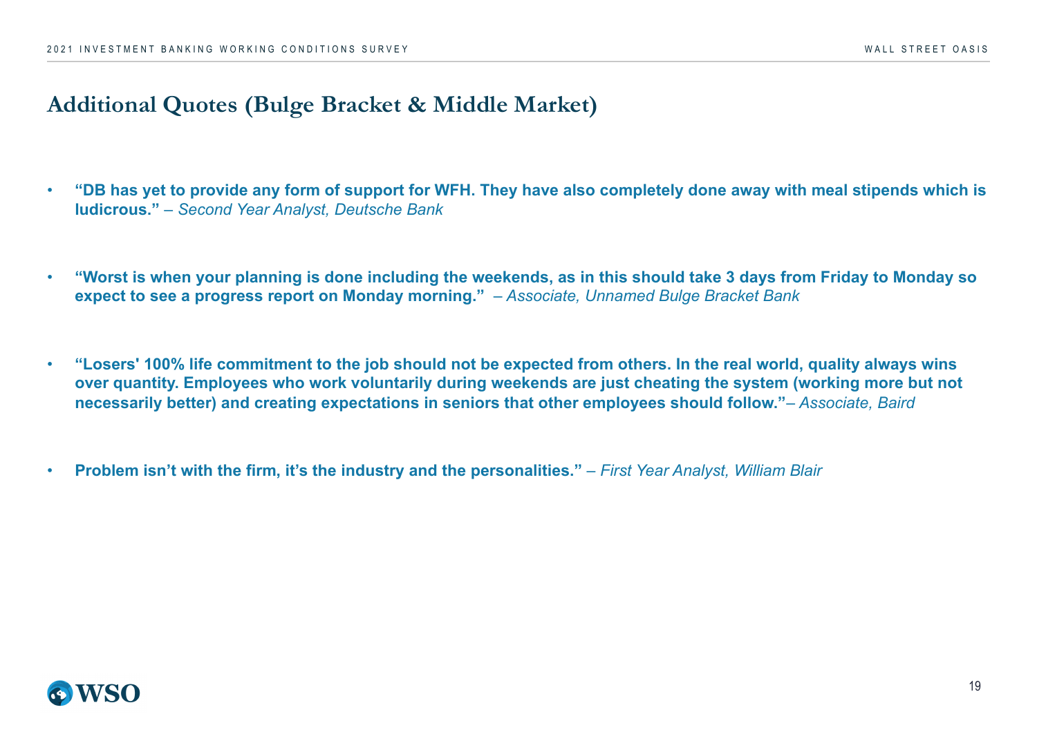## Additional Quotes (Bulge Bracket & Middle Market)

- **"DB has yet to provide any form of support for WFH. They have also completely done away with meal stipends which is ludicrous."** *– Second Year Analyst, Deutsche Bank*

- **"Worst is when your planning is done including the weekends, as in this should take 3 days from Friday to Monday so expect to see a progress report on Monday morning."** *– Associate, Unnamed Bulge Bracket Bank*

- **"Losers' 100% life commitment to the job should not be expected from others. In the real world, quality always wins over quantity. Employees who work voluntarily during weekends are just cheating the system (working more but not necessarily better) and creating expectations in seniors that other employees should follow."***– Associate, Baird*

- **Problem isn't with the firm, it's the industry and the personalities."** *– First Year Analyst, William Blair*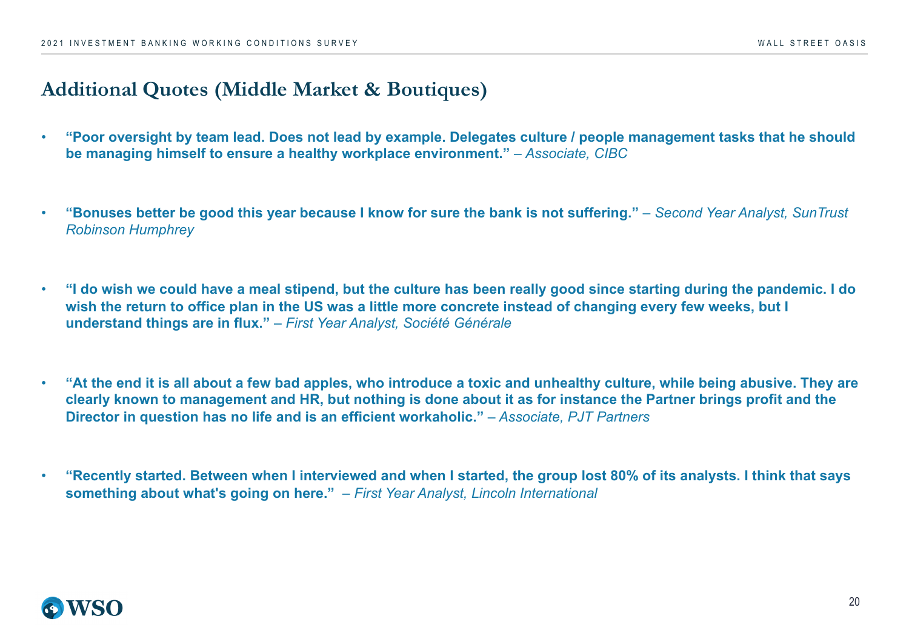## Additional Quotes (Middle Market & Boutiques)

- **"Poor oversight by team lead. Does not lead by example. Delegates culture / people management tasks that he should be managing himself to ensure a healthy workplace environment."** *– Associate, CIBC*

- **"Bonuses better be good this year because I know for sure the bank is not suffering."** *– Second Year Analyst, SunTrust Robinson Humphrey*

- **"I do wish we could have a meal stipend, but the culture has been really good since starting during the pandemic. I do wish the return to office plan in the US was a little more concrete instead of changing every few weeks, but I understand things are in flux."** *– First Year Analyst, Société Générale*

- **"At the end it is all about a few bad apples, who introduce a toxic and unhealthy culture, while being abusive. They are clearly known to management and HR, but nothing is done about it as for instance the Partner brings profit and the Director in question has no life and is an efficient workaholic."** *– Associate, PJT Partners*

- **"Recently started. Between when I interviewed and when I started, the group lost 80% of its analysts. I think that says something about what's going on here."** *– First Year Analyst, Lincoln International*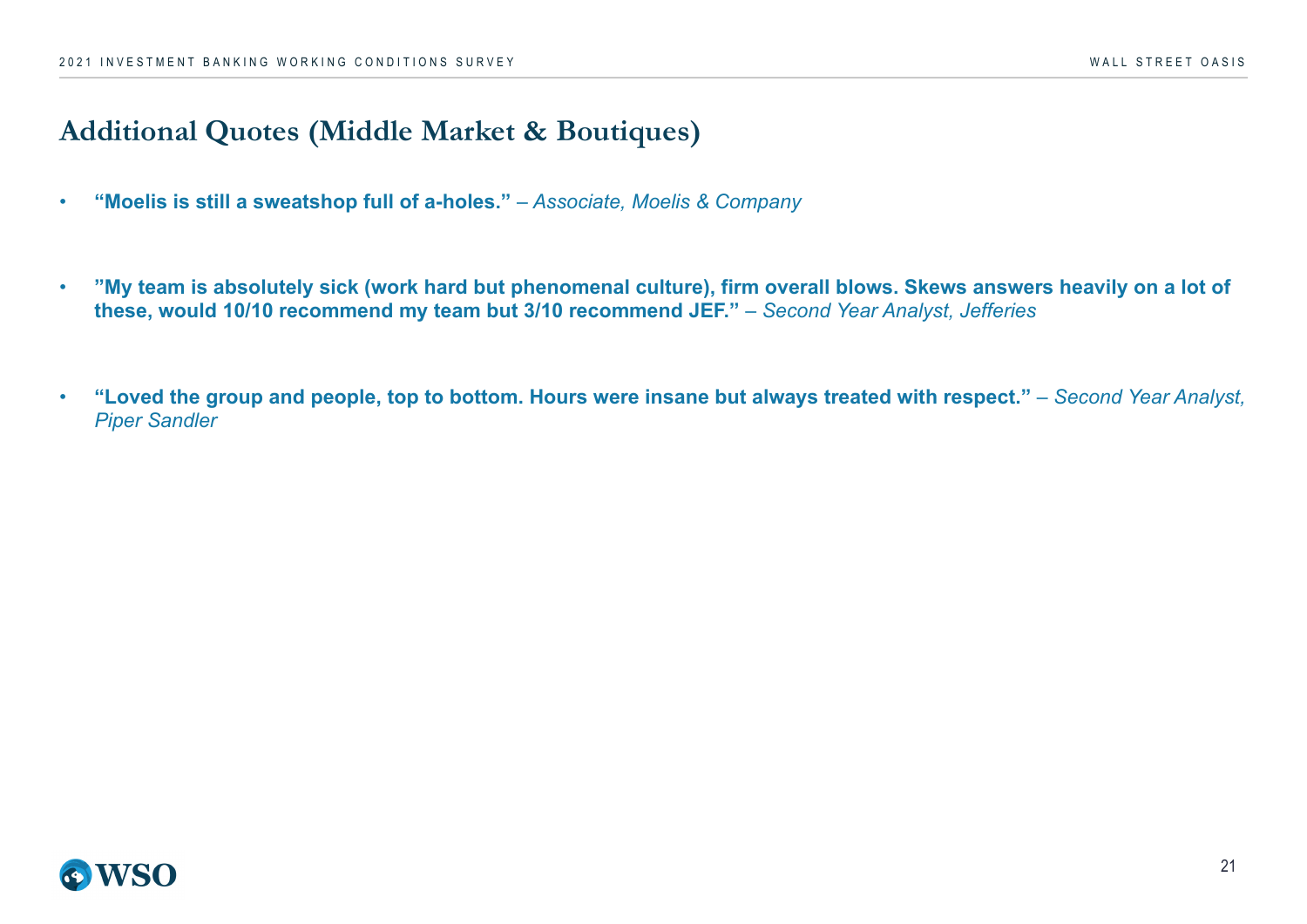## Additional Quotes (Middle Market & Boutiques)

- **"Moelis is still a sweatshop full of a-holes."** – *Associate, Moelis & Company*

- **"My team is absolutely sick (work hard but phenomenal culture), firm overall blows. Skews answers heavily on a lot of these, would 10/10 recommend my team but 3/10 recommend JEF."** – *Second Year Analyst, Jefferies*

- **"Loved the group and people, top to bottom. Hours were insane but always treated with respect."** – *Second Year Analyst, Piper Sandler*